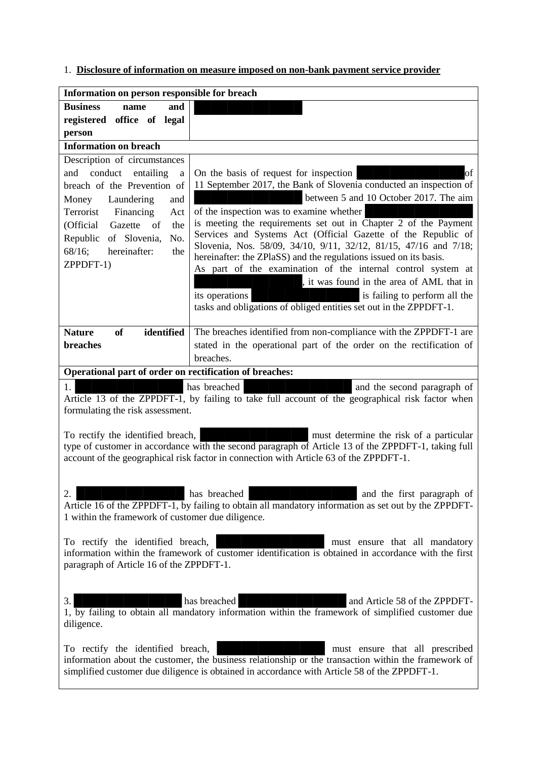1. **Disclosure of information on measure imposed on non-bank payment service provider**

| **Information on person responsible for breach** | |
|---|---|
| **Business name and registered office of legal person** | ██████████ |
| **Information on breach** | |
| Description of circumstances and conduct entailing a breach of the Prevention of Money Laundering and Terrorist Financing Act (Official Gazette of the Republic of Slovenia, No. 68/16; hereinafter: the ZPPDFT-1) | On the basis of request for inspection ██████████ of 11 September 2017, the Bank of Slovenia conducted an inspection of ██████████ between 5 and 10 October 2017. The aim of the inspection was to examine whether ██████████ is meeting the requirements set out in Chapter 2 of the Payment Services and Systems Act (Official Gazette of the Republic of Slovenia, Nos. 58/09, 34/10, 9/11, 32/12, 81/15, 47/16 and 7/18; hereinafter: the ZPlaSS) and the regulations issued on its basis. As part of the examination of the internal control system at ██████████, it was found in the area of AML that in its operations ██████████ is failing to perform all the tasks and obligations of obliged entities set out in the ZPPDFT-1. |
| **Nature of identified breaches** | The breaches identified from non-compliance with the ZPPDFT-1 are stated in the operational part of the order on the rectification of breaches. |

**Operational part of order on rectification of breaches:**

1. ██████████ has breached ██████████ and the second paragraph of Article 13 of the ZPPDFT-1, by failing to take full account of the geographical risk factor when formulating the risk assessment.

To rectify the identified breach, ██████████ must determine the risk of a particular type of customer in accordance with the second paragraph of Article 13 of the ZPPDFT-1, taking full account of the geographical risk factor in connection with Article 63 of the ZPPDFT-1.

2. ██████████ has breached ██████████ and the first paragraph of Article 16 of the ZPPDFT-1, by failing to obtain all mandatory information as set out by the ZPPDFT-1 within the framework of customer due diligence.

To rectify the identified breach, ██████████ must ensure that all mandatory information within the framework of customer identification is obtained in accordance with the first paragraph of Article 16 of the ZPPDFT-1.

3. ██████████ has breached ██████████ and Article 58 of the ZPPDFT-1, by failing to obtain all mandatory information within the framework of simplified customer due diligence.

To rectify the identified breach, ██████████ must ensure that all prescribed information about the customer, the business relationship or the transaction within the framework of simplified customer due diligence is obtained in accordance with Article 58 of the ZPPDFT-1.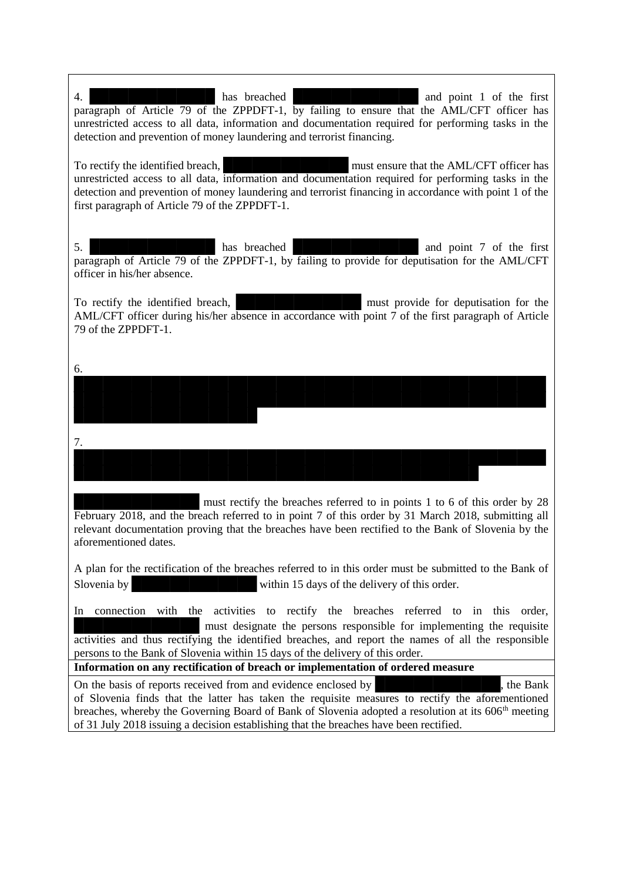4. ████████ has breached ████████ and point 1 of the first paragraph of Article 79 of the ZPPDFT-1, by failing to ensure that the AML/CFT officer has unrestricted access to all data, information and documentation required for performing tasks in the detection and prevention of money laundering and terrorist financing.

To rectify the identified breach, ████████ must ensure that the AML/CFT officer has unrestricted access to all data, information and documentation required for performing tasks in the detection and prevention of money laundering and terrorist financing in accordance with point 1 of the first paragraph of Article 79 of the ZPPDFT-1.

5. ████████ has breached ████████ and point 7 of the first paragraph of Article 79 of the ZPPDFT-1, by failing to provide for deputisation for the AML/CFT officer in his/her absence.

To rectify the identified breach, ████████ must provide for deputisation for the AML/CFT officer during his/her absence in accordance with point 7 of the first paragraph of Article 79 of the ZPPDFT-1.

6. ████████

7. ████████

████████ must rectify the breaches referred to in points 1 to 6 of this order by 28 February 2018, and the breach referred to in point 7 of this order by 31 March 2018, submitting all relevant documentation proving that the breaches have been rectified to the Bank of Slovenia by the aforementioned dates.

A plan for the rectification of the breaches referred to in this order must be submitted to the Bank of Slovenia by ████████ within 15 days of the delivery of this order.

In connection with the activities to rectify the breaches referred to in this order, ████████ must designate the persons responsible for implementing the requisite activities and thus rectifying the identified breaches, and report the names of all the responsible persons to the Bank of Slovenia within 15 days of the delivery of this order.

**Information on any rectification of breach or implementation of ordered measure**

On the basis of reports received from and evidence enclosed by ████████, the Bank of Slovenia finds that the latter has taken the requisite measures to rectify the aforementioned breaches, whereby the Governing Board of Bank of Slovenia adopted a resolution at its 606th meeting of 31 July 2018 issuing a decision establishing that the breaches have been rectified.